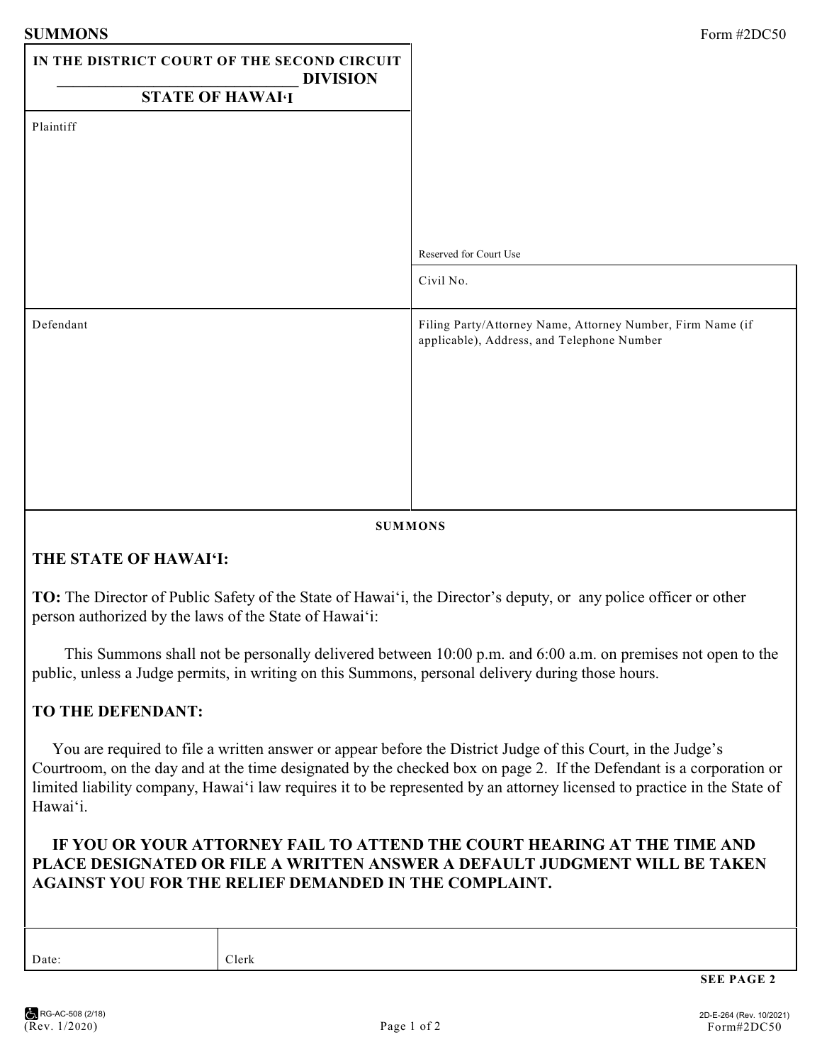**SUMMONS** Form #2DC50

| IN THE DISTRICT COURT OF THE SECOND CIRCUIT<br>_______________________________ DIVISION<br>STATE OF HAWAIʻI | |
|---|---|
| Plaintiff | Reserved for Court Use |
| | Civil No. |
| Defendant | Filing Party/Attorney Name, Attorney Number, Firm Name (if applicable), Address, and Telephone Number |

**SUMMONS**

**THE STATE OF HAWAIʻI:**

**TO:** The Director of Public Safety of the State of Hawaiʻi, the Director's deputy, or any police officer or other person authorized by the laws of the State of Hawaiʻi:

This Summons shall not be personally delivered between 10:00 p.m. and 6:00 a.m. on premises not open to the public, unless a Judge permits, in writing on this Summons, personal delivery during those hours.

**TO THE DEFENDANT:**

You are required to file a written answer or appear before the District Judge of this Court, in the Judge's Courtroom, on the day and at the time designated by the checked box on page 2. If the Defendant is a corporation or limited liability company, Hawaiʻi law requires it to be represented by an attorney licensed to practice in the State of Hawaiʻi.

**IF YOU OR YOUR ATTORNEY FAIL TO ATTEND THE COURT HEARING AT THE TIME AND PLACE DESIGNATED OR FILE A WRITTEN ANSWER A DEFAULT JUDGMENT WILL BE TAKEN AGAINST YOU FOR THE RELIEF DEMANDED IN THE COMPLAINT.**

| Date: | Clerk |
|---|---|

**SEE PAGE 2**

RG-AC-508 (2/18)
(Rev. 1/2020)

2D-E-264 (Rev. 10/2021)
Form#2DC50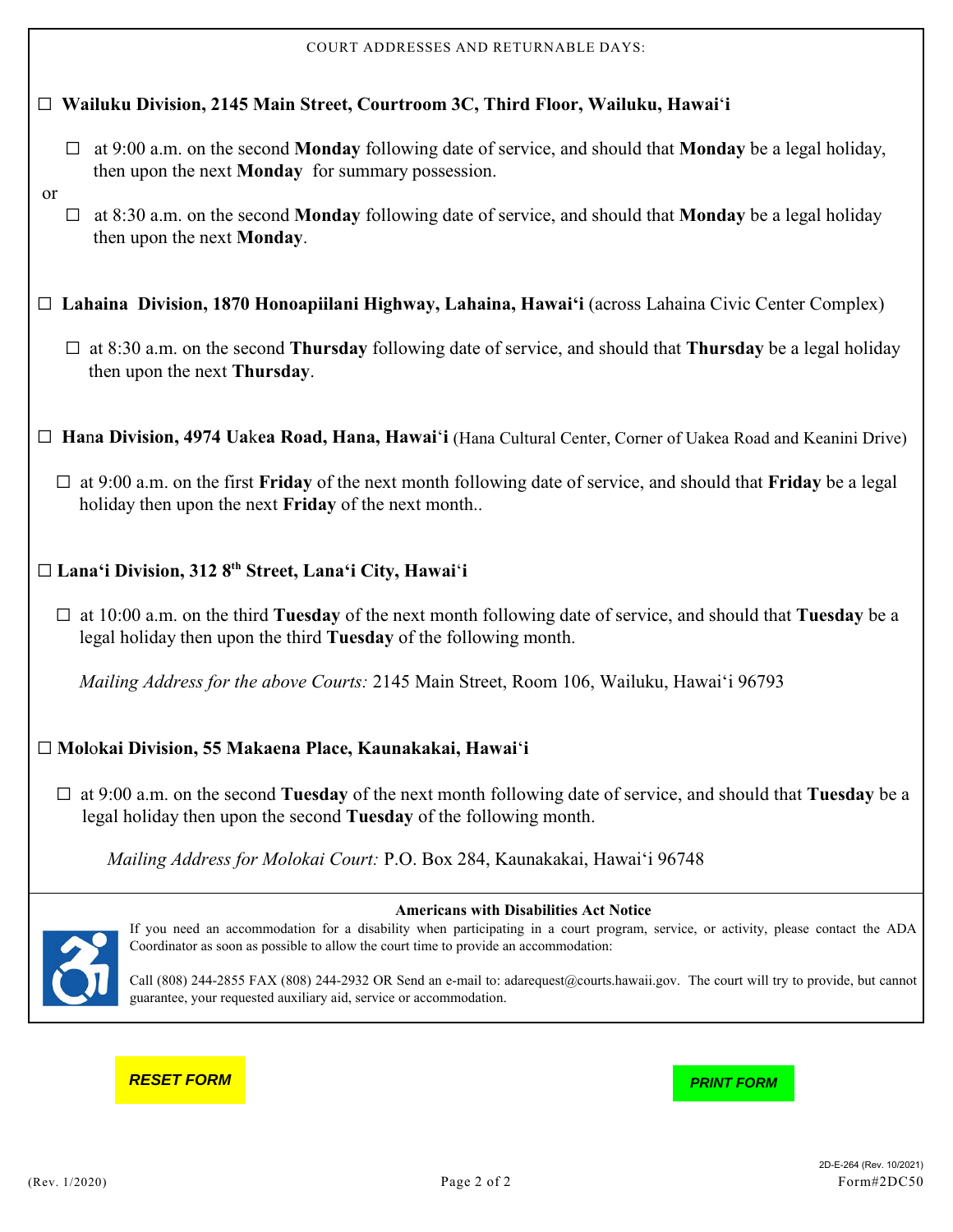COURT ADDRESSES AND RETURNABLE DAYS:

☐ **Wailuku Division, 2145 Main Street, Courtroom 3C, Third Floor, Wailuku, Hawaiʻi**

☐ at 9:00 a.m. on the second **Monday** following date of service, and should that **Monday** be a legal holiday, then upon the next **Monday** for summary possession.

or

☐ at 8:30 a.m. on the second **Monday** following date of service, and should that **Monday** be a legal holiday then upon the next **Monday**.

☐ **Lahaina Division, 1870 Honoapiilani Highway, Lahaina, Hawaiʻi** (across Lahaina Civic Center Complex)

☐ at 8:30 a.m. on the second **Thursday** following date of service, and should that **Thursday** be a legal holiday then upon the next **Thursday**.

☐ **Hana Division, 4974 Uakea Road, Hana, Hawaiʻi** (Hana Cultural Center, Corner of Uakea Road and Keanini Drive)

☐ at 9:00 a.m. on the first **Friday** of the next month following date of service, and should that **Friday** be a legal holiday then upon the next **Friday** of the next month..

☐ **Lanaʻi Division, 312 8th Street, Lanaʻi City, Hawaiʻi**

☐ at 10:00 a.m. on the third **Tuesday** of the next month following date of service, and should that **Tuesday** be a legal holiday then upon the third **Tuesday** of the following month.

*Mailing Address for the above Courts:* 2145 Main Street, Room 106, Wailuku, Hawaiʻi 96793

☐ **Molokai Division, 55 Makaena Place, Kaunakakai, Hawaiʻi**

☐ at 9:00 a.m. on the second **Tuesday** of the next month following date of service, and should that **Tuesday** be a legal holiday then upon the second **Tuesday** of the following month.

*Mailing Address for Molokai Court:* P.O. Box 284, Kaunakakai, Hawaiʻi 96748

**Americans with Disabilities Act Notice**

If you need an accommodation for a disability when participating in a court program, service, or activity, please contact the ADA Coordinator as soon as possible to allow the court time to provide an accommodation:

Call (808) 244-2855 FAX (808) 244-2932 OR Send an e-mail to: adarequest@courts.hawaii.gov. The court will try to provide, but cannot guarantee, your requested auxiliary aid, service or accommodation.

RESET FORM

PRINT FORM

2D-E-264 (Rev. 10/2021)

(Rev. 1/2020)

Form#2DC50